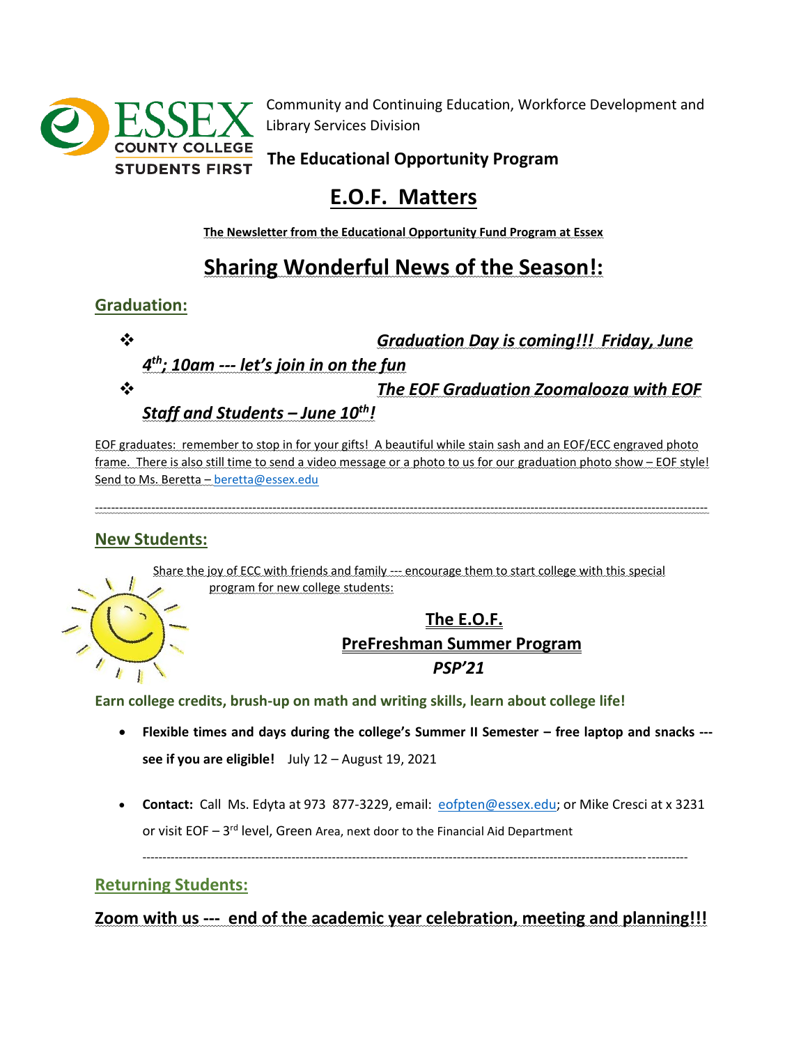Community and Continuing Education, Workforce Development and Library Services Division

**The Educational Opportunity Program**

# E.O.F. Matters

**The Newsletter from the Educational Opportunity Fund Program at Essex**

## Sharing Wonderful News of the Season!:

### Graduation:

- ***Graduation Day is coming!!! Friday, June 4th; 10am --- let's join in on the fun***
- ***The EOF Graduation Zoomalooza with EOF Staff and Students – June 10th!***

EOF graduates: remember to stop in for your gifts! A beautiful while stain sash and an EOF/ECC engraved photo frame. There is also still time to send a video message or a photo to us for our graduation photo show – EOF style! Send to Ms. Beretta – beretta@essex.edu

---

### New Students:

Share the joy of ECC with friends and family --- encourage them to start college with this special program for new college students:

**The E.O.F.**
**PreFreshman Summer Program**
***PSP'21***

**Earn college credits, brush-up on math and writing skills, learn about college life!**

- **Flexible times and days during the college's Summer II Semester – free laptop and snacks --- see if you are eligible!** July 12 – August 19, 2021
- **Contact:** Call Ms. Edyta at 973 877-3229, email: eofpten@essex.edu; or Mike Cresci at x 3231 or visit EOF – 3rd level, Green Area, next door to the Financial Aid Department

---

### Returning Students:

**Zoom with us --- end of the academic year celebration, meeting and planning!!!**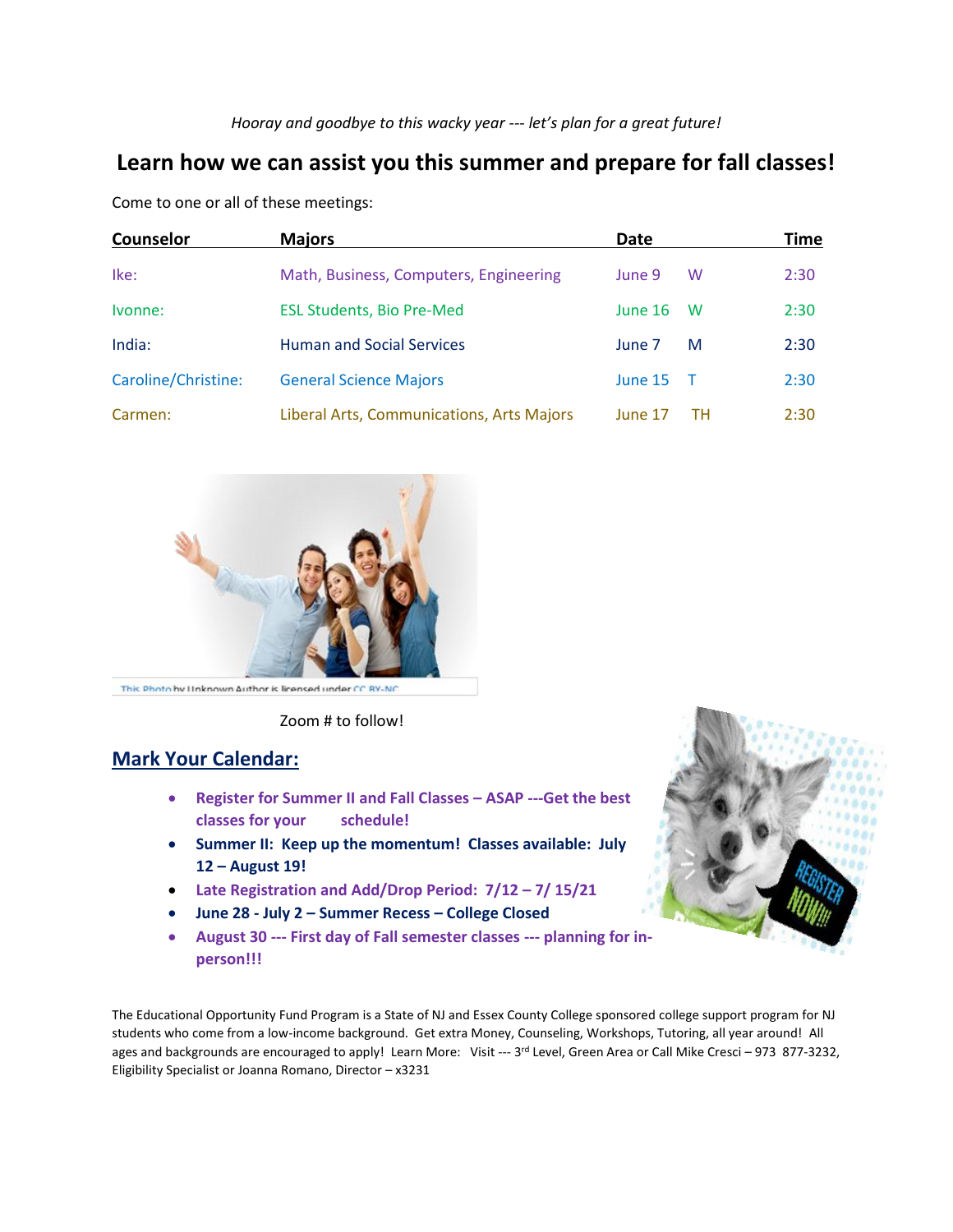*Hooray and goodbye to this wacky year --- let's plan for a great future!*

## Learn how we can assist you this summer and prepare for fall classes!

Come to one or all of these meetings:

| Counselor | Majors | Date | | Time |
|---|---|---|---|---|
| Ike: | Math, Business, Computers, Engineering | June 9 | W | 2:30 |
| Ivonne: | ESL Students, Bio Pre-Med | June 16 | W | 2:30 |
| India: | Human and Social Services | June 7 | M | 2:30 |
| Caroline/Christine: | General Science Majors | June 15 | T | 2:30 |
| Carmen: | Liberal Arts, Communications, Arts Majors | June 17 | TH | 2:30 |

This Photo by Unknown Author is licensed under CC BY-NC

Zoom # to follow!

## Mark Your Calendar:

- **Register for Summer II and Fall Classes – ASAP ---Get the best classes for your schedule!**
- **Summer II: Keep up the momentum! Classes available: July 12 – August 19!**
- **Late Registration and Add/Drop Period: 7/12 – 7/ 15/21**
- **June 28 - July 2 – Summer Recess – College Closed**
- **August 30 --- First day of Fall semester classes --- planning for in-person!!!**

The Educational Opportunity Fund Program is a State of NJ and Essex County College sponsored college support program for NJ students who come from a low-income background. Get extra Money, Counseling, Workshops, Tutoring, all year around! All ages and backgrounds are encouraged to apply! Learn More: Visit --- 3rd Level, Green Area or Call Mike Cresci – 973 877-3232, Eligibility Specialist or Joanna Romano, Director – x3231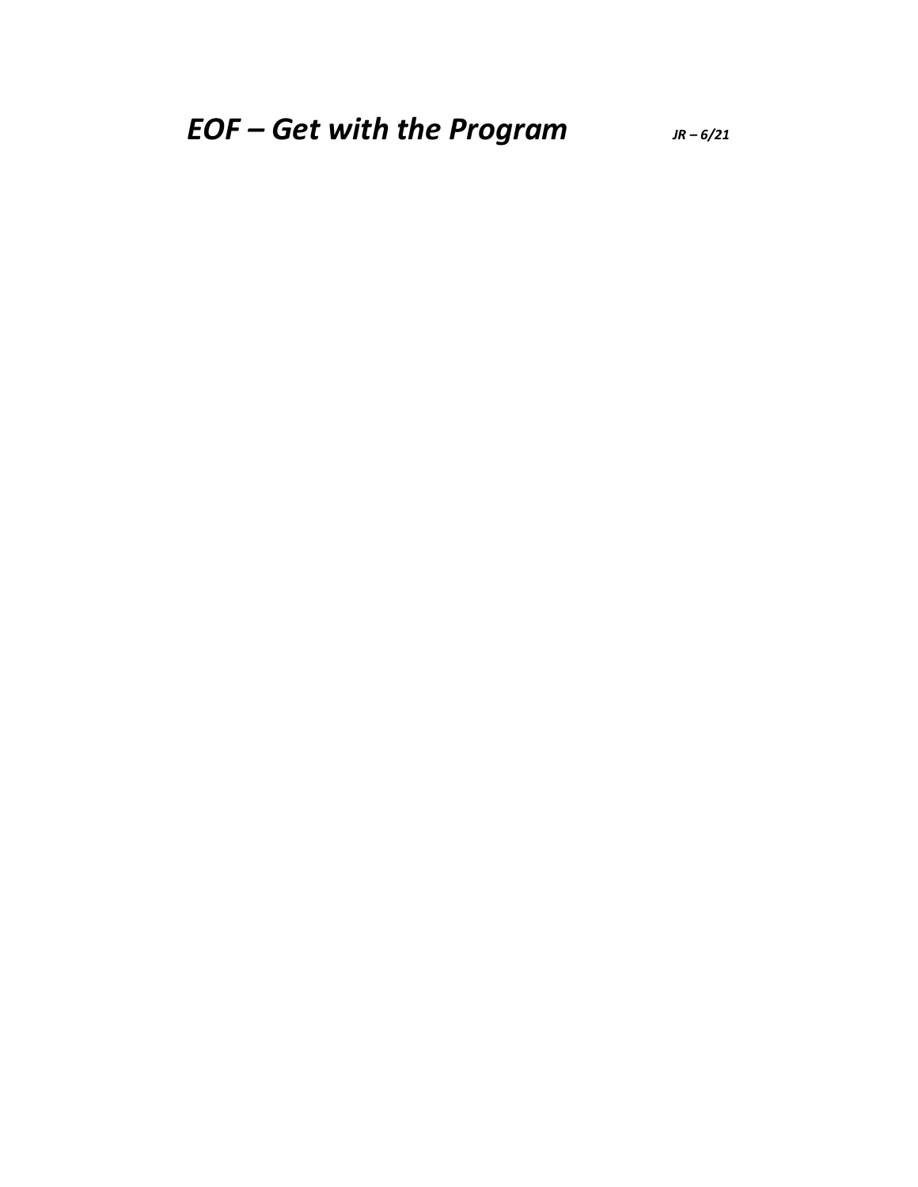# ***EOF – Get with the Program*** ***JR – 6/21***